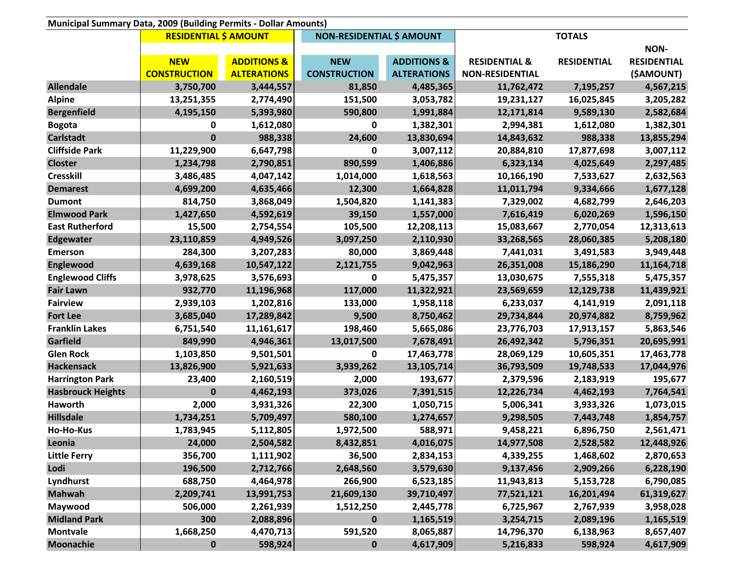**Municipal Summary Data, 2009 (Building Permits - Dollar Amounts)**

| | RESIDENTIAL $ AMOUNT | | NON-RESIDENTIAL $ AMOUNT | | TOTALS | | |
|---|---|---|---|---|---|---|---|
| | NEW CONSTRUCTION | ADDITIONS & ALTERATIONS | NEW CONSTRUCTION | ADDITIONS & ALTERATIONS | RESIDENTIAL & NON-RESIDENTIAL | RESIDENTIAL | NON-RESIDENTIAL ($AMOUNT) |
| **Allendale** | 3,750,700 | 3,444,557 | 81,850 | 4,485,365 | 11,762,472 | 7,195,257 | 4,567,215 |
| **Alpine** | 13,251,355 | 2,774,490 | 151,500 | 3,053,782 | 19,231,127 | 16,025,845 | 3,205,282 |
| **Bergenfield** | 4,195,150 | 5,393,980 | 590,800 | 1,991,884 | 12,171,814 | 9,589,130 | 2,582,684 |
| **Bogota** | 0 | 1,612,080 | 0 | 1,382,301 | 2,994,381 | 1,612,080 | 1,382,301 |
| **Carlstadt** | 0 | 988,338 | 24,600 | 13,830,694 | 14,843,632 | 988,338 | 13,855,294 |
| **Cliffside Park** | 11,229,900 | 6,647,798 | 0 | 3,007,112 | 20,884,810 | 17,877,698 | 3,007,112 |
| **Closter** | 1,234,798 | 2,790,851 | 890,599 | 1,406,886 | 6,323,134 | 4,025,649 | 2,297,485 |
| **Cresskill** | 3,486,485 | 4,047,142 | 1,014,000 | 1,618,563 | 10,166,190 | 7,533,627 | 2,632,563 |
| **Demarest** | 4,699,200 | 4,635,466 | 12,300 | 1,664,828 | 11,011,794 | 9,334,666 | 1,677,128 |
| **Dumont** | 814,750 | 3,868,049 | 1,504,820 | 1,141,383 | 7,329,002 | 4,682,799 | 2,646,203 |
| **Elmwood Park** | 1,427,650 | 4,592,619 | 39,150 | 1,557,000 | 7,616,419 | 6,020,269 | 1,596,150 |
| **East Rutherford** | 15,500 | 2,754,554 | 105,500 | 12,208,113 | 15,083,667 | 2,770,054 | 12,313,613 |
| **Edgewater** | 23,110,859 | 4,949,526 | 3,097,250 | 2,110,930 | 33,268,565 | 28,060,385 | 5,208,180 |
| **Emerson** | 284,300 | 3,207,283 | 80,000 | 3,869,448 | 7,441,031 | 3,491,583 | 3,949,448 |
| **Englewood** | 4,639,168 | 10,547,122 | 2,121,755 | 9,042,963 | 26,351,008 | 15,186,290 | 11,164,718 |
| **Englewood Cliffs** | 3,978,625 | 3,576,693 | 0 | 5,475,357 | 13,030,675 | 7,555,318 | 5,475,357 |
| **Fair Lawn** | 932,770 | 11,196,968 | 117,000 | 11,322,921 | 23,569,659 | 12,129,738 | 11,439,921 |
| **Fairview** | 2,939,103 | 1,202,816 | 133,000 | 1,958,118 | 6,233,037 | 4,141,919 | 2,091,118 |
| **Fort Lee** | 3,685,040 | 17,289,842 | 9,500 | 8,750,462 | 29,734,844 | 20,974,882 | 8,759,962 |
| **Franklin Lakes** | 6,751,540 | 11,161,617 | 198,460 | 5,665,086 | 23,776,703 | 17,913,157 | 5,863,546 |
| **Garfield** | 849,990 | 4,946,361 | 13,017,500 | 7,678,491 | 26,492,342 | 5,796,351 | 20,695,991 |
| **Glen Rock** | 1,103,850 | 9,501,501 | 0 | 17,463,778 | 28,069,129 | 10,605,351 | 17,463,778 |
| **Hackensack** | 13,826,900 | 5,921,633 | 3,939,262 | 13,105,714 | 36,793,509 | 19,748,533 | 17,044,976 |
| **Harrington Park** | 23,400 | 2,160,519 | 2,000 | 193,677 | 2,379,596 | 2,183,919 | 195,677 |
| **Hasbrouck Heights** | 0 | 4,462,193 | 373,026 | 7,391,515 | 12,226,734 | 4,462,193 | 7,764,541 |
| **Haworth** | 2,000 | 3,931,326 | 22,300 | 1,050,715 | 5,006,341 | 3,933,326 | 1,073,015 |
| **Hillsdale** | 1,734,251 | 5,709,497 | 580,100 | 1,274,657 | 9,298,505 | 7,443,748 | 1,854,757 |
| **Ho-Ho-Kus** | 1,783,945 | 5,112,805 | 1,972,500 | 588,971 | 9,458,221 | 6,896,750 | 2,561,471 |
| **Leonia** | 24,000 | 2,504,582 | 8,432,851 | 4,016,075 | 14,977,508 | 2,528,582 | 12,448,926 |
| **Little Ferry** | 356,700 | 1,111,902 | 36,500 | 2,834,153 | 4,339,255 | 1,468,602 | 2,870,653 |
| **Lodi** | 196,500 | 2,712,766 | 2,648,560 | 3,579,630 | 9,137,456 | 2,909,266 | 6,228,190 |
| **Lyndhurst** | 688,750 | 4,464,978 | 266,900 | 6,523,185 | 11,943,813 | 5,153,728 | 6,790,085 |
| **Mahwah** | 2,209,741 | 13,991,753 | 21,609,130 | 39,710,497 | 77,521,121 | 16,201,494 | 61,319,627 |
| **Maywood** | 506,000 | 2,261,939 | 1,512,250 | 2,445,778 | 6,725,967 | 2,767,939 | 3,958,028 |
| **Midland Park** | 300 | 2,088,896 | 0 | 1,165,519 | 3,254,715 | 2,089,196 | 1,165,519 |
| **Montvale** | 1,668,250 | 4,470,713 | 591,520 | 8,065,887 | 14,796,370 | 6,138,963 | 8,657,407 |
| **Moonachie** | 0 | 598,924 | 0 | 4,617,909 | 5,216,833 | 598,924 | 4,617,909 |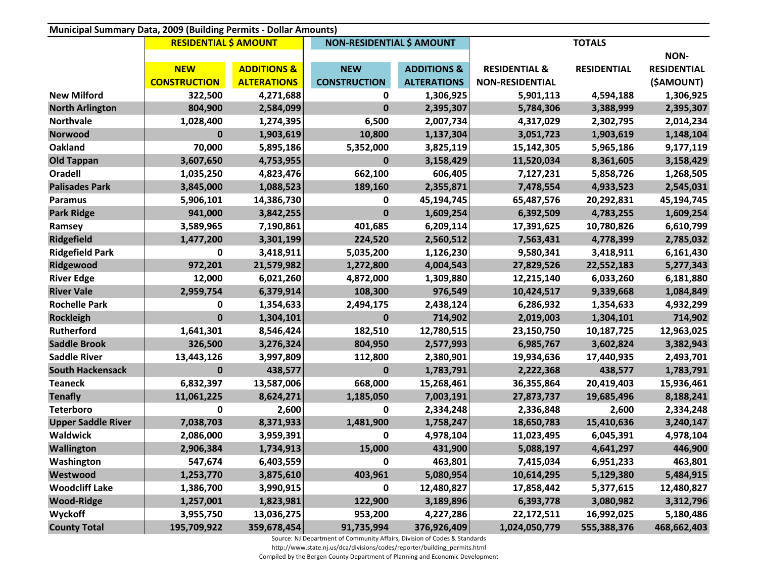| Municipal Summary Data, 2009 (Building Permits - Dollar Amounts) | | | | | | | |
|---|---|---|---|---|---|---|---|
| | RESIDENTIAL $ AMOUNT | | NON-RESIDENTIAL $ AMOUNT | | TOTALS | | |
| | NEW CONSTRUCTION | ADDITIONS & ALTERATIONS | NEW CONSTRUCTION | ADDITIONS & ALTERATIONS | RESIDENTIAL & NON-RESIDENTIAL | RESIDENTIAL | NON-RESIDENTIAL ($AMOUNT) |
| New Milford | 322,500 | 4,271,688 | 0 | 1,306,925 | 5,901,113 | 4,594,188 | 1,306,925 |
| North Arlington | 804,900 | 2,584,099 | 0 | 2,395,307 | 5,784,306 | 3,388,999 | 2,395,307 |
| Northvale | 1,028,400 | 1,274,395 | 6,500 | 2,007,734 | 4,317,029 | 2,302,795 | 2,014,234 |
| Norwood | 0 | 1,903,619 | 10,800 | 1,137,304 | 3,051,723 | 1,903,619 | 1,148,104 |
| Oakland | 70,000 | 5,895,186 | 5,352,000 | 3,825,119 | 15,142,305 | 5,965,186 | 9,177,119 |
| Old Tappan | 3,607,650 | 4,753,955 | 0 | 3,158,429 | 11,520,034 | 8,361,605 | 3,158,429 |
| Oradell | 1,035,250 | 4,823,476 | 662,100 | 606,405 | 7,127,231 | 5,858,726 | 1,268,505 |
| Palisades Park | 3,845,000 | 1,088,523 | 189,160 | 2,355,871 | 7,478,554 | 4,933,523 | 2,545,031 |
| Paramus | 5,906,101 | 14,386,730 | 0 | 45,194,745 | 65,487,576 | 20,292,831 | 45,194,745 |
| Park Ridge | 941,000 | 3,842,255 | 0 | 1,609,254 | 6,392,509 | 4,783,255 | 1,609,254 |
| Ramsey | 3,589,965 | 7,190,861 | 401,685 | 6,209,114 | 17,391,625 | 10,780,826 | 6,610,799 |
| Ridgefield | 1,477,200 | 3,301,199 | 224,520 | 2,560,512 | 7,563,431 | 4,778,399 | 2,785,032 |
| Ridgefield Park | 0 | 3,418,911 | 5,035,200 | 1,126,230 | 9,580,341 | 3,418,911 | 6,161,430 |
| Ridgewood | 972,201 | 21,579,982 | 1,272,800 | 4,004,543 | 27,829,526 | 22,552,183 | 5,277,343 |
| River Edge | 12,000 | 6,021,260 | 4,872,000 | 1,309,880 | 12,215,140 | 6,033,260 | 6,181,880 |
| River Vale | 2,959,754 | 6,379,914 | 108,300 | 976,549 | 10,424,517 | 9,339,668 | 1,084,849 |
| Rochelle Park | 0 | 1,354,633 | 2,494,175 | 2,438,124 | 6,286,932 | 1,354,633 | 4,932,299 |
| Rockleigh | 0 | 1,304,101 | 0 | 714,902 | 2,019,003 | 1,304,101 | 714,902 |
| Rutherford | 1,641,301 | 8,546,424 | 182,510 | 12,780,515 | 23,150,750 | 10,187,725 | 12,963,025 |
| Saddle Brook | 326,500 | 3,276,324 | 804,950 | 2,577,993 | 6,985,767 | 3,602,824 | 3,382,943 |
| Saddle River | 13,443,126 | 3,997,809 | 112,800 | 2,380,901 | 19,934,636 | 17,440,935 | 2,493,701 |
| South Hackensack | 0 | 438,577 | 0 | 1,783,791 | 2,222,368 | 438,577 | 1,783,791 |
| Teaneck | 6,832,397 | 13,587,006 | 668,000 | 15,268,461 | 36,355,864 | 20,419,403 | 15,936,461 |
| Tenafly | 11,061,225 | 8,624,271 | 1,185,050 | 7,003,191 | 27,873,737 | 19,685,496 | 8,188,241 |
| Teterboro | 0 | 2,600 | 0 | 2,334,248 | 2,336,848 | 2,600 | 2,334,248 |
| Upper Saddle River | 7,038,703 | 8,371,933 | 1,481,900 | 1,758,247 | 18,650,783 | 15,410,636 | 3,240,147 |
| Waldwick | 2,086,000 | 3,959,391 | 0 | 4,978,104 | 11,023,495 | 6,045,391 | 4,978,104 |
| Wallington | 2,906,384 | 1,734,913 | 15,000 | 431,900 | 5,088,197 | 4,641,297 | 446,900 |
| Washington | 547,674 | 6,403,559 | 0 | 463,801 | 7,415,034 | 6,951,233 | 463,801 |
| Westwood | 1,253,770 | 3,875,610 | 403,961 | 5,080,954 | 10,614,295 | 5,129,380 | 5,484,915 |
| Woodcliff Lake | 1,386,700 | 3,990,915 | 0 | 12,480,827 | 17,858,442 | 5,377,615 | 12,480,827 |
| Wood-Ridge | 1,257,001 | 1,823,981 | 122,900 | 3,189,896 | 6,393,778 | 3,080,982 | 3,312,796 |
| Wyckoff | 3,955,750 | 13,036,275 | 953,200 | 4,227,286 | 22,172,511 | 16,992,025 | 5,180,486 |
| County Total | 195,709,922 | 359,678,454 | 91,735,994 | 376,926,409 | 1,024,050,779 | 555,388,376 | 468,662,403 |

Source: NJ Department of Community Affairs, Division of Codes & Standards

http://www.state.nj.us/dca/divisions/codes/reporter/building_permits.html

Compiled by the Bergen County Department of Planning and Economic Development